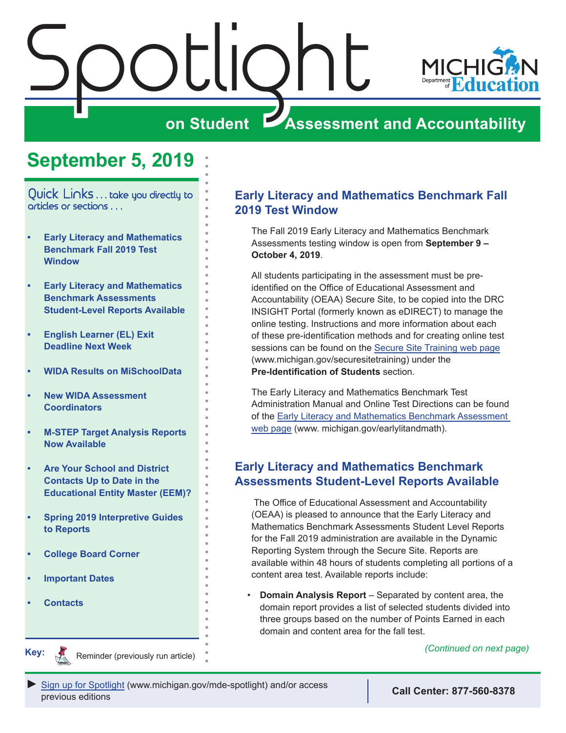# Spotlight on Student Assessment and Accountability

Michigan Department of Education

## September 5, 2019

Quick Links . . . take you directly to articles or sections . . .

- Early Literacy and Mathematics Benchmark Fall 2019 Test Window
- Early Literacy and Mathematics Benchmark Assessments Student-Level Reports Available
- English Learner (EL) Exit Deadline Next Week
- WIDA Results on MiSchoolData
- New WIDA Assessment Coordinators
- M-STEP Target Analysis Reports Now Available
- Are Your School and District Contacts Up to Date in the Educational Entity Master (EEM)?
- Spring 2019 Interpretive Guides to Reports
- College Board Corner
- Important Dates
- Contacts

**Key:** Reminder (previously run article)

## Early Literacy and Mathematics Benchmark Fall 2019 Test Window

The Fall 2019 Early Literacy and Mathematics Benchmark Assessments testing window is open from **September 9 – October 4, 2019**.

All students participating in the assessment must be pre-identified on the Office of Educational Assessment and Accountability (OEAA) Secure Site, to be copied into the DRC INSIGHT Portal (formerly known as eDIRECT) to manage the online testing. Instructions and more information about each of these pre-identification methods and for creating online test sessions can be found on the Secure Site Training web page (www.michigan.gov/securesitetraining) under the **Pre-Identification of Students** section.

The Early Literacy and Mathematics Benchmark Test Administration Manual and Online Test Directions can be found of the Early Literacy and Mathematics Benchmark Assessment web page (www. michigan.gov/earlylitandmath).

## Early Literacy and Mathematics Benchmark Assessments Student-Level Reports Available

The Office of Educational Assessment and Accountability (OEAA) is pleased to announce that the Early Literacy and Mathematics Benchmark Assessments Student Level Reports for the Fall 2019 administration are available in the Dynamic Reporting System through the Secure Site. Reports are available within 48 hours of students completing all portions of a content area test. Available reports include:

- **Domain Analysis Report** – Separated by content area, the domain report provides a list of selected students divided into three groups based on the number of Points Earned in each domain and content area for the fall test.

*(Continued on next page)*

► Sign up for Spotlight (www.michigan.gov/mde-spotlight) and/or access previous editions

**Call Center: 877-560-8378**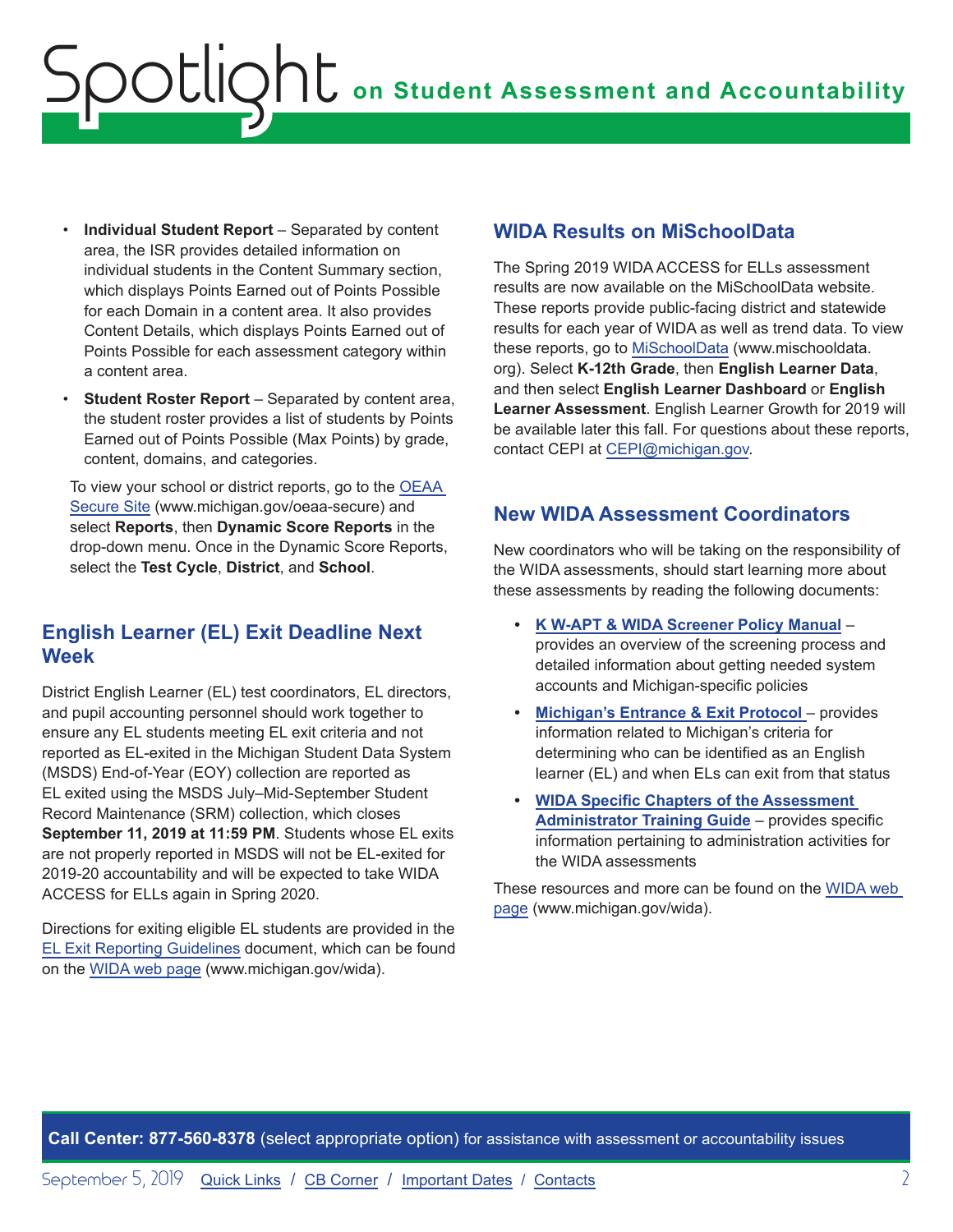- **Individual Student Report** – Separated by content area, the ISR provides detailed information on individual students in the Content Summary section, which displays Points Earned out of Points Possible for each Domain in a content area. It also provides Content Details, which displays Points Earned out of Points Possible for each assessment category within a content area.
- **Student Roster Report** – Separated by content area, the student roster provides a list of students by Points Earned out of Points Possible (Max Points) by grade, content, domains, and categories.

To view your school or district reports, go to the OEAA Secure Site (www.michigan.gov/oeaa-secure) and select **Reports**, then **Dynamic Score Reports** in the drop-down menu. Once in the Dynamic Score Reports, select the **Test Cycle**, **District**, and **School**.

## English Learner (EL) Exit Deadline Next Week

District English Learner (EL) test coordinators, EL directors, and pupil accounting personnel should work together to ensure any EL students meeting EL exit criteria and not reported as EL-exited in the Michigan Student Data System (MSDS) End-of-Year (EOY) collection are reported as EL exited using the MSDS July–Mid-September Student Record Maintenance (SRM) collection, which closes **September 11, 2019 at 11:59 PM**. Students whose EL exits are not properly reported in MSDS will not be EL-exited for 2019-20 accountability and will be expected to take WIDA ACCESS for ELLs again in Spring 2020.

Directions for exiting eligible EL students are provided in the EL Exit Reporting Guidelines document, which can be found on the WIDA web page (www.michigan.gov/wida).

## WIDA Results on MiSchoolData

The Spring 2019 WIDA ACCESS for ELLs assessment results are now available on the MiSchoolData website. These reports provide public-facing district and statewide results for each year of WIDA as well as trend data. To view these reports, go to MiSchoolData (www.mischooldata.org). Select **K-12th Grade**, then **English Learner Data**, and then select **English Learner Dashboard** or **English Learner Assessment**. English Learner Growth for 2019 will be available later this fall. For questions about these reports, contact CEPI at CEPI@michigan.gov.

## New WIDA Assessment Coordinators

New coordinators who will be taking on the responsibility of the WIDA assessments, should start learning more about these assessments by reading the following documents:

- **K W-APT & WIDA Screener Policy Manual** – provides an overview of the screening process and detailed information about getting needed system accounts and Michigan-specific policies
- **Michigan's Entrance & Exit Protocol** – provides information related to Michigan's criteria for determining who can be identified as an English learner (EL) and when ELs can exit from that status
- **WIDA Specific Chapters of the Assessment Administrator Training Guide** – provides specific information pertaining to administration activities for the WIDA assessments

These resources and more can be found on the WIDA web page (www.michigan.gov/wida).

**Call Center: 877-560-8378** (select appropriate option) for assistance with assessment or accountability issues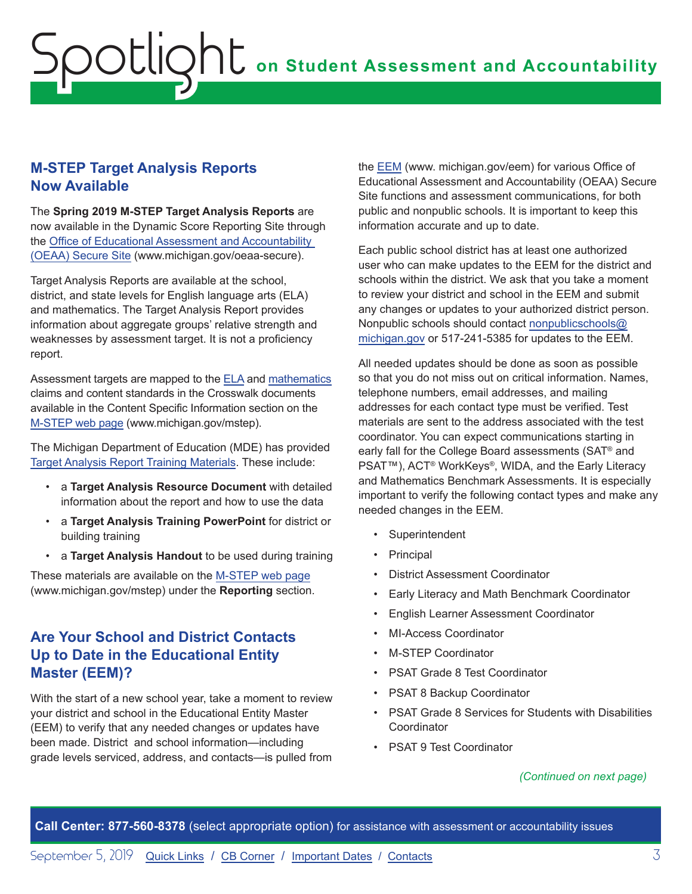## M-STEP Target Analysis Reports Now Available

The **Spring 2019 M-STEP Target Analysis Reports** are now available in the Dynamic Score Reporting Site through the Office of Educational Assessment and Accountability (OEAA) Secure Site (www.michigan.gov/oeaa-secure).

Target Analysis Reports are available at the school, district, and state levels for English language arts (ELA) and mathematics. The Target Analysis Report provides information about aggregate groups' relative strength and weaknesses by assessment target. It is not a proficiency report.

Assessment targets are mapped to the ELA and mathematics claims and content standards in the Crosswalk documents available in the Content Specific Information section on the M-STEP web page (www.michigan.gov/mstep).

The Michigan Department of Education (MDE) has provided Target Analysis Report Training Materials. These include:

- a **Target Analysis Resource Document** with detailed information about the report and how to use the data
- a **Target Analysis Training PowerPoint** for district or building training
- a **Target Analysis Handout** to be used during training

These materials are available on the M-STEP web page (www.michigan.gov/mstep) under the **Reporting** section.

## Are Your School and District Contacts Up to Date in the Educational Entity Master (EEM)?

With the start of a new school year, take a moment to review your district and school in the Educational Entity Master (EEM) to verify that any needed changes or updates have been made. District and school information—including grade levels serviced, address, and contacts—is pulled from the EEM (www. michigan.gov/eem) for various Office of Educational Assessment and Accountability (OEAA) Secure Site functions and assessment communications, for both public and nonpublic schools. It is important to keep this information accurate and up to date.

Each public school district has at least one authorized user who can make updates to the EEM for the district and schools within the district. We ask that you take a moment to review your district and school in the EEM and submit any changes or updates to your authorized district person. Nonpublic schools should contact nonpublicschools@michigan.gov or 517-241-5385 for updates to the EEM.

All needed updates should be done as soon as possible so that you do not miss out on critical information. Names, telephone numbers, email addresses, and mailing addresses for each contact type must be verified. Test materials are sent to the address associated with the test coordinator. You can expect communications starting in early fall for the College Board assessments (SAT® and PSAT™), ACT® WorkKeys®, WIDA, and the Early Literacy and Mathematics Benchmark Assessments. It is especially important to verify the following contact types and make any needed changes in the EEM.

- Superintendent
- Principal
- District Assessment Coordinator
- Early Literacy and Math Benchmark Coordinator
- English Learner Assessment Coordinator
- MI-Access Coordinator
- M-STEP Coordinator
- PSAT Grade 8 Test Coordinator
- PSAT 8 Backup Coordinator
- PSAT Grade 8 Services for Students with Disabilities Coordinator
- PSAT 9 Test Coordinator

*(Continued on next page)*

**Call Center: 877-560-8378** (select appropriate option) for assistance with assessment or accountability issues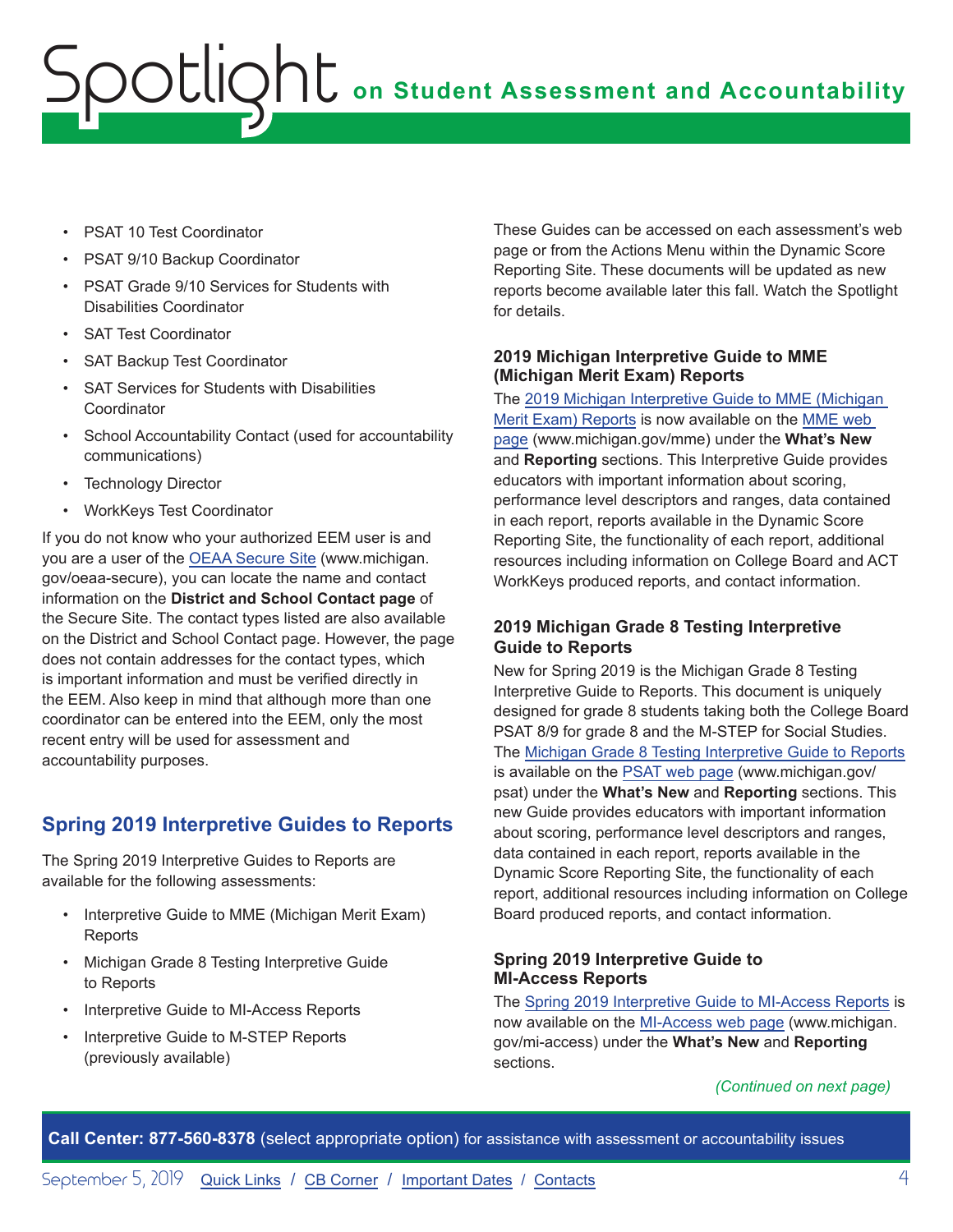- PSAT 10 Test Coordinator
- PSAT 9/10 Backup Coordinator
- PSAT Grade 9/10 Services for Students with Disabilities Coordinator
- SAT Test Coordinator
- SAT Backup Test Coordinator
- SAT Services for Students with Disabilities Coordinator
- School Accountability Contact (used for accountability communications)
- Technology Director
- WorkKeys Test Coordinator

If you do not know who your authorized EEM user is and you are a user of the OEAA Secure Site (www.michigan.gov/oeaa-secure), you can locate the name and contact information on the **District and School Contact page** of the Secure Site. The contact types listed are also available on the District and School Contact page. However, the page does not contain addresses for the contact types, which is important information and must be verified directly in the EEM. Also keep in mind that although more than one coordinator can be entered into the EEM, only the most recent entry will be used for assessment and accountability purposes.

## Spring 2019 Interpretive Guides to Reports

The Spring 2019 Interpretive Guides to Reports are available for the following assessments:

- Interpretive Guide to MME (Michigan Merit Exam) Reports
- Michigan Grade 8 Testing Interpretive Guide to Reports
- Interpretive Guide to MI-Access Reports
- Interpretive Guide to M-STEP Reports (previously available)

These Guides can be accessed on each assessment's web page or from the Actions Menu within the Dynamic Score Reporting Site. These documents will be updated as new reports become available later this fall. Watch the Spotlight for details.

### 2019 Michigan Interpretive Guide to MME (Michigan Merit Exam) Reports

The 2019 Michigan Interpretive Guide to MME (Michigan Merit Exam) Reports is now available on the MME web page (www.michigan.gov/mme) under the **What's New** and **Reporting** sections. This Interpretive Guide provides educators with important information about scoring, performance level descriptors and ranges, data contained in each report, reports available in the Dynamic Score Reporting Site, the functionality of each report, additional resources including information on College Board and ACT WorkKeys produced reports, and contact information.

### 2019 Michigan Grade 8 Testing Interpretive Guide to Reports

New for Spring 2019 is the Michigan Grade 8 Testing Interpretive Guide to Reports. This document is uniquely designed for grade 8 students taking both the College Board PSAT 8/9 for grade 8 and the M-STEP for Social Studies. The Michigan Grade 8 Testing Interpretive Guide to Reports is available on the PSAT web page (www.michigan.gov/psat) under the **What's New** and **Reporting** sections. This new Guide provides educators with important information about scoring, performance level descriptors and ranges, data contained in each report, reports available in the Dynamic Score Reporting Site, the functionality of each report, additional resources including information on College Board produced reports, and contact information.

### Spring 2019 Interpretive Guide to MI-Access Reports

The Spring 2019 Interpretive Guide to MI-Access Reports is now available on the MI-Access web page (www.michigan.gov/mi-access) under the **What's New** and **Reporting** sections.

*(Continued on next page)*

**Call Center: 877-560-8378** (select appropriate option) for assistance with assessment or accountability issues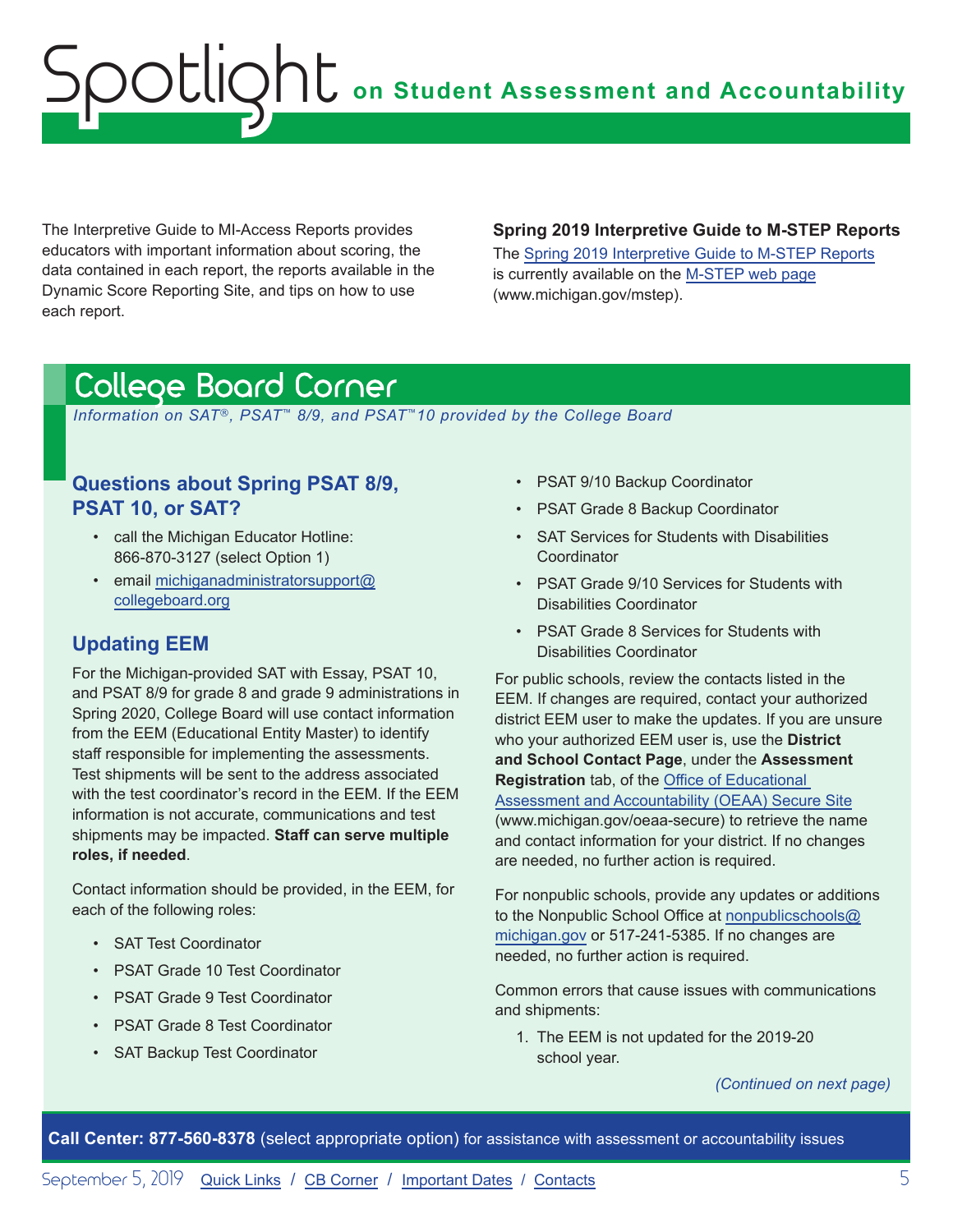The Interpretive Guide to MI-Access Reports provides educators with important information about scoring, the data contained in each report, the reports available in the Dynamic Score Reporting Site, and tips on how to use each report.

**Spring 2019 Interpretive Guide to M-STEP Reports**

The Spring 2019 Interpretive Guide to M-STEP Reports is currently available on the M-STEP web page (www.michigan.gov/mstep).

# College Board Corner

*Information on SAT®, PSAT™ 8/9, and PSAT™10 provided by the College Board*

## Questions about Spring PSAT 8/9, PSAT 10, or SAT?

- call the Michigan Educator Hotline: 866-870-3127 (select Option 1)
- email michiganadministratorsupport@collegeboard.org

## Updating EEM

For the Michigan-provided SAT with Essay, PSAT 10, and PSAT 8/9 for grade 8 and grade 9 administrations in Spring 2020, College Board will use contact information from the EEM (Educational Entity Master) to identify staff responsible for implementing the assessments. Test shipments will be sent to the address associated with the test coordinator's record in the EEM. If the EEM information is not accurate, communications and test shipments may be impacted. **Staff can serve multiple roles, if needed**.

Contact information should be provided, in the EEM, for each of the following roles:

- SAT Test Coordinator
- PSAT Grade 10 Test Coordinator
- PSAT Grade 9 Test Coordinator
- PSAT Grade 8 Test Coordinator
- SAT Backup Test Coordinator
- PSAT 9/10 Backup Coordinator
- PSAT Grade 8 Backup Coordinator
- SAT Services for Students with Disabilities Coordinator
- PSAT Grade 9/10 Services for Students with Disabilities Coordinator
- PSAT Grade 8 Services for Students with Disabilities Coordinator

For public schools, review the contacts listed in the EEM. If changes are required, contact your authorized district EEM user to make the updates. If you are unsure who your authorized EEM user is, use the **District and School Contact Page**, under the **Assessment Registration** tab, of the Office of Educational Assessment and Accountability (OEAA) Secure Site (www.michigan.gov/oeaa-secure) to retrieve the name and contact information for your district. If no changes are needed, no further action is required.

For nonpublic schools, provide any updates or additions to the Nonpublic School Office at nonpublicschools@michigan.gov or 517-241-5385. If no changes are needed, no further action is required.

Common errors that cause issues with communications and shipments:

1. The EEM is not updated for the 2019-20 school year.

*(Continued on next page)*

**Call Center: 877-560-8378** (select appropriate option) for assistance with assessment or accountability issues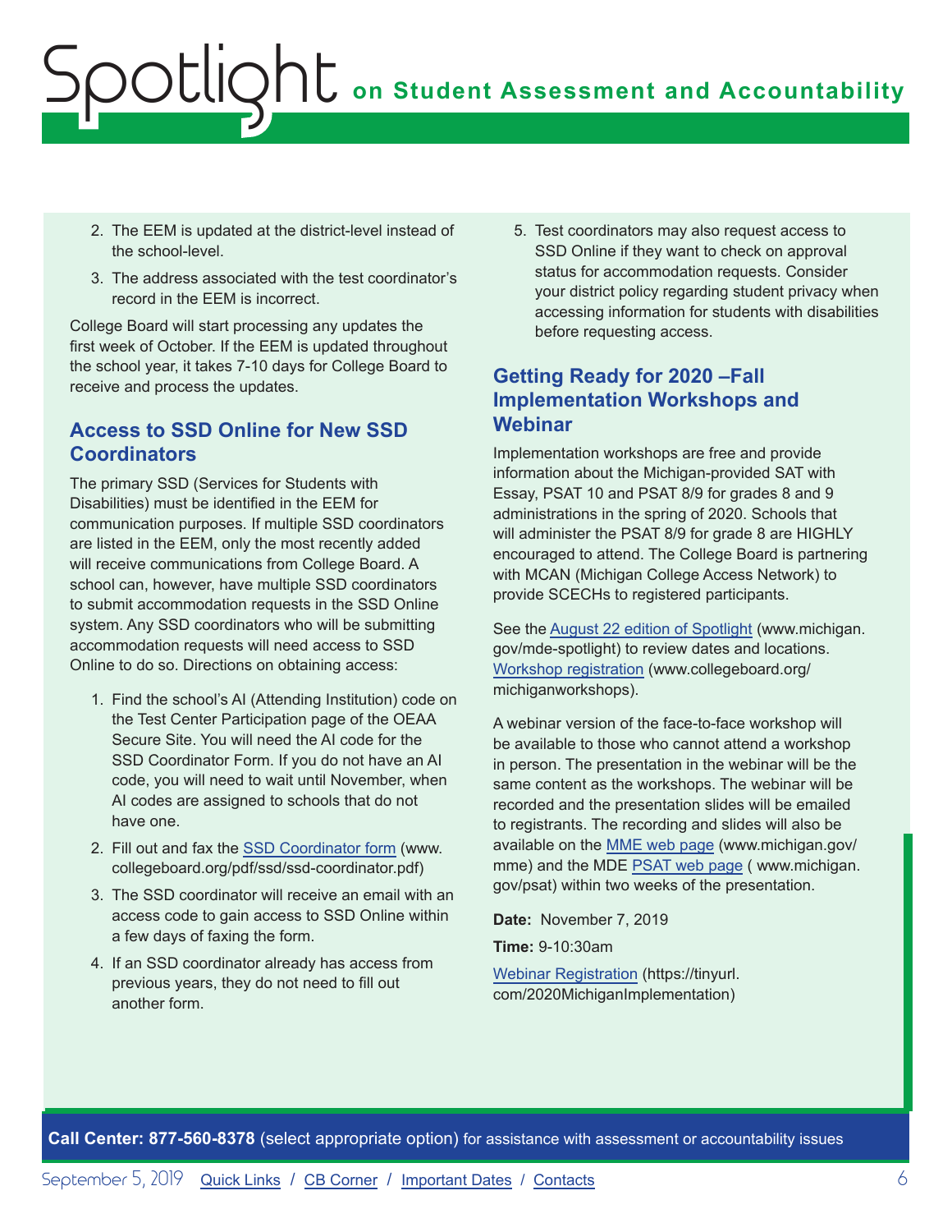2. The EEM is updated at the district-level instead of the school-level.
3. The address associated with the test coordinator's record in the EEM is incorrect.

College Board will start processing any updates the first week of October. If the EEM is updated throughout the school year, it takes 7-10 days for College Board to receive and process the updates.

## Access to SSD Online for New SSD Coordinators

The primary SSD (Services for Students with Disabilities) must be identified in the EEM for communication purposes. If multiple SSD coordinators are listed in the EEM, only the most recently added will receive communications from College Board. A school can, however, have multiple SSD coordinators to submit accommodation requests in the SSD Online system. Any SSD coordinators who will be submitting accommodation requests will need access to SSD Online to do so. Directions on obtaining access:

1. Find the school's AI (Attending Institution) code on the Test Center Participation page of the OEAA Secure Site. You will need the AI code for the SSD Coordinator Form. If you do not have an AI code, you will need to wait until November, when AI codes are assigned to schools that do not have one.
2. Fill out and fax the SSD Coordinator form (www.collegeboard.org/pdf/ssd/ssd-coordinator.pdf)
3. The SSD coordinator will receive an email with an access code to gain access to SSD Online within a few days of faxing the form.
4. If an SSD coordinator already has access from previous years, they do not need to fill out another form.
5. Test coordinators may also request access to SSD Online if they want to check on approval status for accommodation requests. Consider your district policy regarding student privacy when accessing information for students with disabilities before requesting access.

## Getting Ready for 2020 –Fall Implementation Workshops and Webinar

Implementation workshops are free and provide information about the Michigan-provided SAT with Essay, PSAT 10 and PSAT 8/9 for grades 8 and 9 administrations in the spring of 2020. Schools that will administer the PSAT 8/9 for grade 8 are HIGHLY encouraged to attend. The College Board is partnering with MCAN (Michigan College Access Network) to provide SCECHs to registered participants.

See the August 22 edition of Spotlight (www.michigan.gov/mde-spotlight) to review dates and locations. Workshop registration (www.collegeboard.org/michiganworkshops).

A webinar version of the face-to-face workshop will be available to those who cannot attend a workshop in person. The presentation in the webinar will be the same content as the workshops. The webinar will be recorded and the presentation slides will be emailed to registrants. The recording and slides will also be available on the MME web page (www.michigan.gov/mme) and the MDE PSAT web page ( www.michigan.gov/psat) within two weeks of the presentation.

**Date:** November 7, 2019

**Time:** 9-10:30am

Webinar Registration (https://tinyurl.com/2020MichiganImplementation)

**Call Center: 877-560-8378** (select appropriate option) for assistance with assessment or accountability issues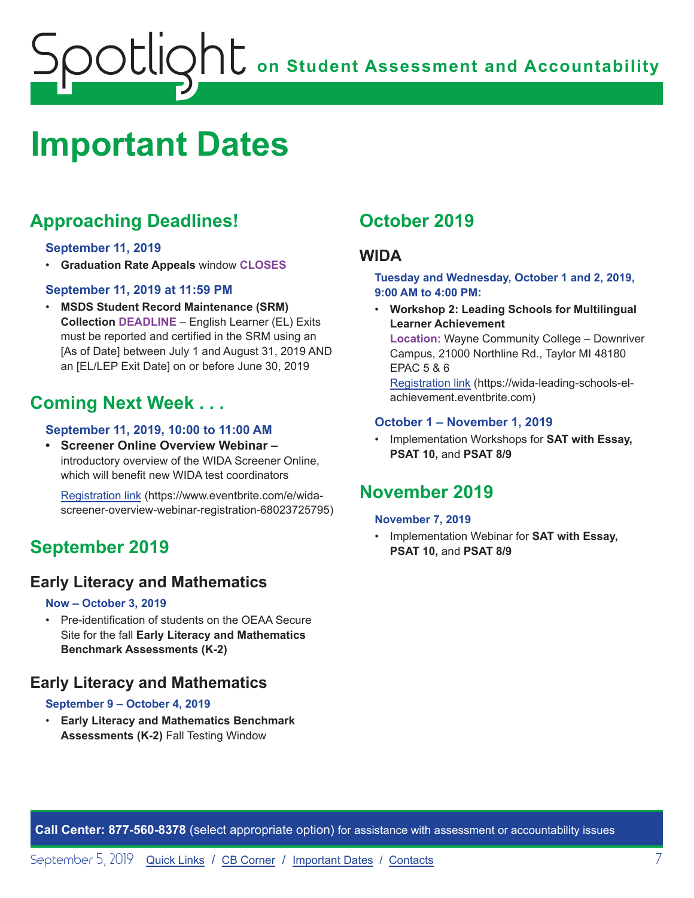# Important Dates

## Approaching Deadlines!

**September 11, 2019**

- **Graduation Rate Appeals** window **CLOSES**

**September 11, 2019 at 11:59 PM**

- **MSDS Student Record Maintenance (SRM) Collection DEADLINE** – English Learner (EL) Exits must be reported and certified in the SRM using an [As of Date] between July 1 and August 31, 2019 AND an [EL/LEP Exit Date] on or before June 30, 2019

## Coming Next Week . . .

**September 11, 2019, 10:00 to 11:00 AM**

- **Screener Online Overview Webinar –** introductory overview of the WIDA Screener Online, which will benefit new WIDA test coordinators

  Registration link (https://www.eventbrite.com/e/wida-screener-overview-webinar-registration-68023725795)

## September 2019

### Early Literacy and Mathematics

**Now – October 3, 2019**

- Pre-identification of students on the OEAA Secure Site for the fall **Early Literacy and Mathematics Benchmark Assessments (K-2)**

### Early Literacy and Mathematics

**September 9 – October 4, 2019**

- **Early Literacy and Mathematics Benchmark Assessments (K-2)** Fall Testing Window

## October 2019

### WIDA

**Tuesday and Wednesday, October 1 and 2, 2019, 9:00 AM to 4:00 PM:**

- **Workshop 2: Leading Schools for Multilingual Learner Achievement**
  **Location:** Wayne Community College – Downriver Campus, 21000 Northline Rd., Taylor MI 48180 EPAC 5 & 6
  Registration link (https://wida-leading-schools-el-achievement.eventbrite.com)

**October 1 – November 1, 2019**

- Implementation Workshops for **SAT with Essay, PSAT 10,** and **PSAT 8/9**

## November 2019

**November 7, 2019**

- Implementation Webinar for **SAT with Essay, PSAT 10,** and **PSAT 8/9**

**Call Center: 877-560-8378** (select appropriate option) for assistance with assessment or accountability issues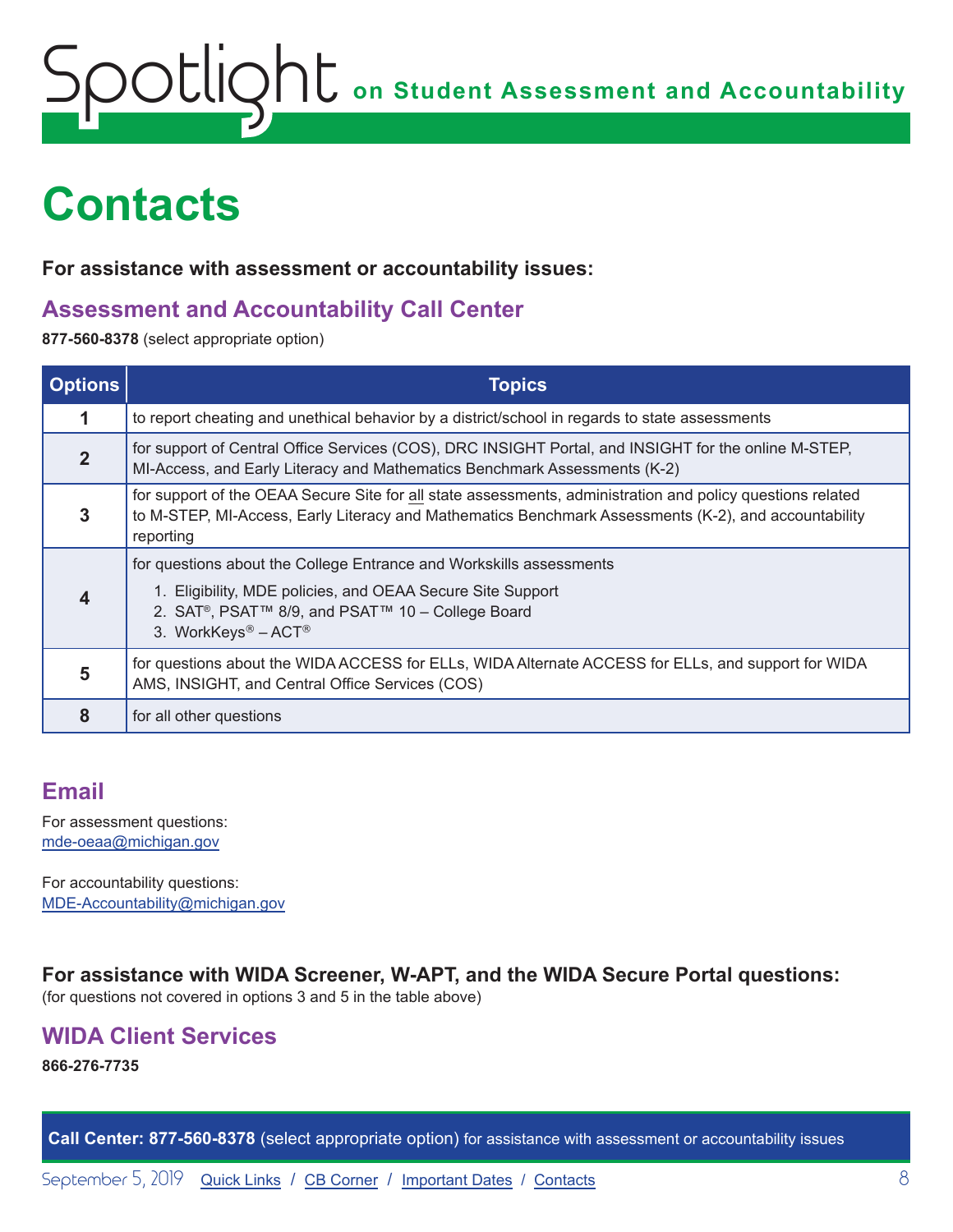# Contacts

**For assistance with assessment or accountability issues:**

## Assessment and Accountability Call Center

**877-560-8378** (select appropriate option)

| Options | Topics |
|---|---|
| 1 | to report cheating and unethical behavior by a district/school in regards to state assessments |
| 2 | for support of Central Office Services (COS), DRC INSIGHT Portal, and INSIGHT for the online M-STEP, MI-Access, and Early Literacy and Mathematics Benchmark Assessments (K-2) |
| 3 | for support of the OEAA Secure Site for all state assessments, administration and policy questions related to M-STEP, MI-Access, Early Literacy and Mathematics Benchmark Assessments (K-2), and accountability reporting |
| 4 | for questions about the College Entrance and Workskills assessments<br>1. Eligibility, MDE policies, and OEAA Secure Site Support<br>2. SAT®, PSAT™ 8/9, and PSAT™ 10 – College Board<br>3. WorkKeys® – ACT® |
| 5 | for questions about the WIDA ACCESS for ELLs, WIDA Alternate ACCESS for ELLs, and support for WIDA AMS, INSIGHT, and Central Office Services (COS) |
| 8 | for all other questions |

## Email

For assessment questions:
mde-oeaa@michigan.gov

For accountability questions:
MDE-Accountability@michigan.gov

**For assistance with WIDA Screener, W-APT, and the WIDA Secure Portal questions:**
(for questions not covered in options 3 and 5 in the table above)

## WIDA Client Services

**866-276-7735**

**Call Center: 877-560-8378** (select appropriate option) for assistance with assessment or accountability issues